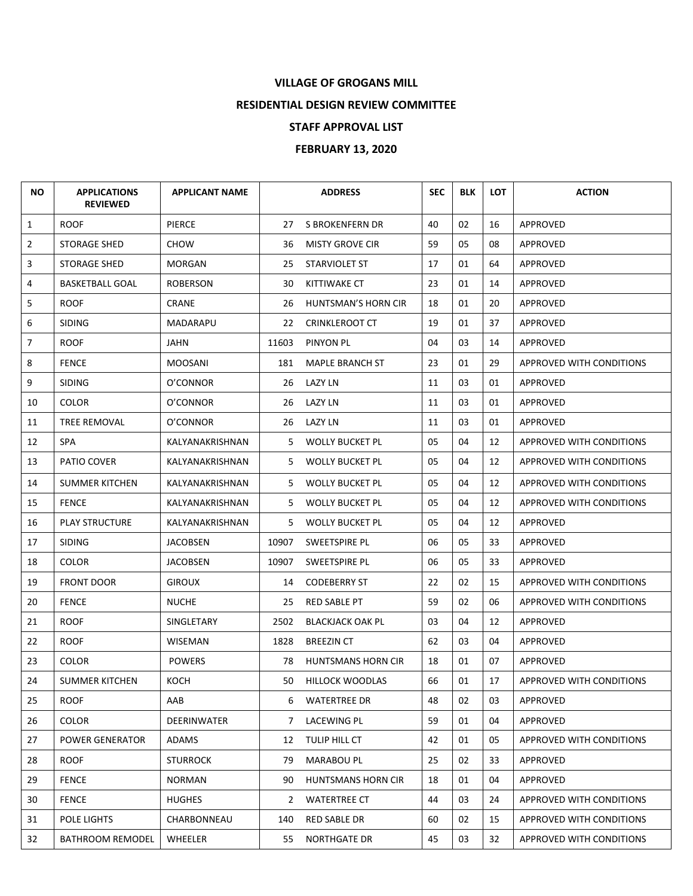# VILLAGE OF GROGANS MILL

## RESIDENTIAL DESIGN REVIEW COMMITTEE

## STAFF APPROVAL LIST

## FEBRUARY 13, 2020

| NO | APPLICATIONS REVIEWED | APPLICANT NAME | ADDRESS | | SEC | BLK | LOT | ACTION |
|---|---|---|---|---|---|---|---|---|
| 1 | ROOF | PIERCE | 27 | S BROKENFERN DR | 40 | 02 | 16 | APPROVED |
| 2 | STORAGE SHED | CHOW | 36 | MISTY GROVE CIR | 59 | 05 | 08 | APPROVED |
| 3 | STORAGE SHED | MORGAN | 25 | STARVIOLET ST | 17 | 01 | 64 | APPROVED |
| 4 | BASKETBALL GOAL | ROBERSON | 30 | KITTIWAKE CT | 23 | 01 | 14 | APPROVED |
| 5 | ROOF | CRANE | 26 | HUNTSMAN'S HORN CIR | 18 | 01 | 20 | APPROVED |
| 6 | SIDING | MADARAPU | 22 | CRINKLEROOT CT | 19 | 01 | 37 | APPROVED |
| 7 | ROOF | JAHN | 11603 | PINYON PL | 04 | 03 | 14 | APPROVED |
| 8 | FENCE | MOOSANI | 181 | MAPLE BRANCH ST | 23 | 01 | 29 | APPROVED WITH CONDITIONS |
| 9 | SIDING | O'CONNOR | 26 | LAZY LN | 11 | 03 | 01 | APPROVED |
| 10 | COLOR | O'CONNOR | 26 | LAZY LN | 11 | 03 | 01 | APPROVED |
| 11 | TREE REMOVAL | O'CONNOR | 26 | LAZY LN | 11 | 03 | 01 | APPROVED |
| 12 | SPA | KALYANAKRISHNAN | 5 | WOLLY BUCKET PL | 05 | 04 | 12 | APPROVED WITH CONDITIONS |
| 13 | PATIO COVER | KALYANAKRISHNAN | 5 | WOLLY BUCKET PL | 05 | 04 | 12 | APPROVED WITH CONDITIONS |
| 14 | SUMMER KITCHEN | KALYANAKRISHNAN | 5 | WOLLY BUCKET PL | 05 | 04 | 12 | APPROVED WITH CONDITIONS |
| 15 | FENCE | KALYANAKRISHNAN | 5 | WOLLY BUCKET PL | 05 | 04 | 12 | APPROVED WITH CONDITIONS |
| 16 | PLAY STRUCTURE | KALYANAKRISHNAN | 5 | WOLLY BUCKET PL | 05 | 04 | 12 | APPROVED |
| 17 | SIDING | JACOBSEN | 10907 | SWEETSPIRE PL | 06 | 05 | 33 | APPROVED |
| 18 | COLOR | JACOBSEN | 10907 | SWEETSPIRE PL | 06 | 05 | 33 | APPROVED |
| 19 | FRONT DOOR | GIROUX | 14 | CODEBERRY ST | 22 | 02 | 15 | APPROVED WITH CONDITIONS |
| 20 | FENCE | NUCHE | 25 | RED SABLE PT | 59 | 02 | 06 | APPROVED WITH CONDITIONS |
| 21 | ROOF | SINGLETARY | 2502 | BLACKJACK OAK PL | 03 | 04 | 12 | APPROVED |
| 22 | ROOF | WISEMAN | 1828 | BREEZIN CT | 62 | 03 | 04 | APPROVED |
| 23 | COLOR | POWERS | 78 | HUNTSMANS HORN CIR | 18 | 01 | 07 | APPROVED |
| 24 | SUMMER KITCHEN | KOCH | 50 | HILLOCK WOODLAS | 66 | 01 | 17 | APPROVED WITH CONDITIONS |
| 25 | ROOF | AAB | 6 | WATERTREE DR | 48 | 02 | 03 | APPROVED |
| 26 | COLOR | DEERINWATER | 7 | LACEWING PL | 59 | 01 | 04 | APPROVED |
| 27 | POWER GENERATOR | ADAMS | 12 | TULIP HILL CT | 42 | 01 | 05 | APPROVED WITH CONDITIONS |
| 28 | ROOF | STURROCK | 79 | MARABOU PL | 25 | 02 | 33 | APPROVED |
| 29 | FENCE | NORMAN | 90 | HUNTSMANS HORN CIR | 18 | 01 | 04 | APPROVED |
| 30 | FENCE | HUGHES | 2 | WATERTREE CT | 44 | 03 | 24 | APPROVED WITH CONDITIONS |
| 31 | POLE LIGHTS | CHARBONNEAU | 140 | RED SABLE DR | 60 | 02 | 15 | APPROVED WITH CONDITIONS |
| 32 | BATHROOM REMODEL | WHEELER | 55 | NORTHGATE DR | 45 | 03 | 32 | APPROVED WITH CONDITIONS |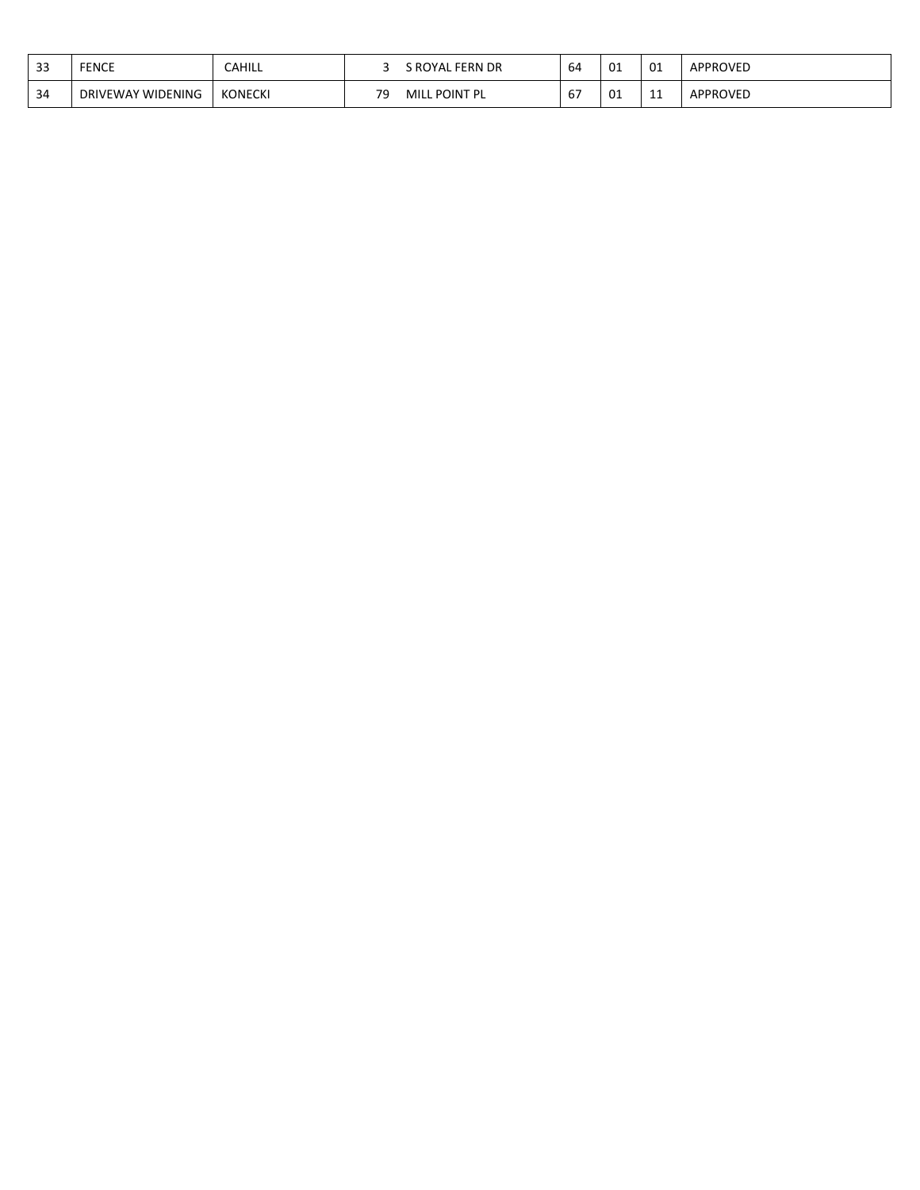| | | | | | | | | |
|---|---|---|---|---|---|---|---|---|
| 33 | FENCE | CAHILL | 3 | S ROYAL FERN DR | 64 | 01 | 01 | APPROVED |
| 34 | DRIVEWAY WIDENING | KONECKI | 79 | MILL POINT PL | 67 | 01 | 11 | APPROVED |